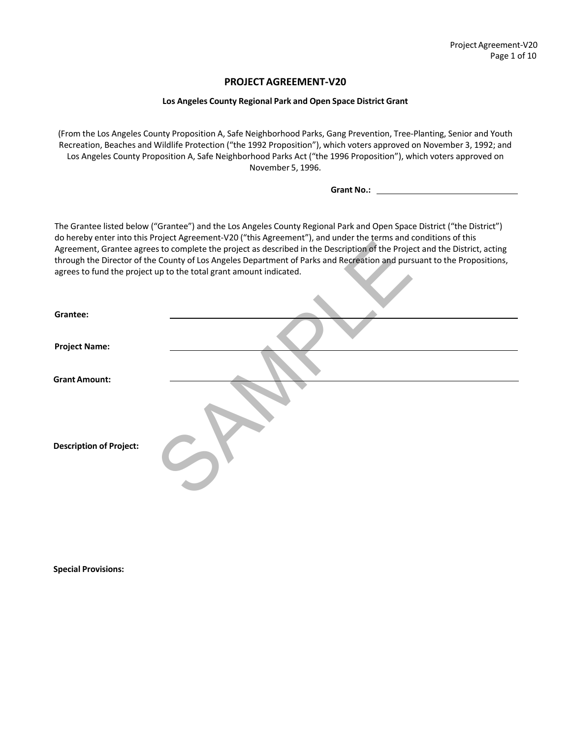# PROJECT AGREEMENT-V20

**Los Angeles County Regional Park and Open Space District Grant**

(From the Los Angeles County Proposition A, Safe Neighborhood Parks, Gang Prevention, Tree-Planting, Senior and Youth Recreation, Beaches and Wildlife Protection ("the 1992 Proposition"), which voters approved on November 3, 1992; and Los Angeles County Proposition A, Safe Neighborhood Parks Act ("the 1996 Proposition"), which voters approved on November 5, 1996.

**Grant No.:** ______________________________

The Grantee listed below ("Grantee") and the Los Angeles County Regional Park and Open Space District ("the District") do hereby enter into this Project Agreement-V20 ("this Agreement"), and under the terms and conditions of this Agreement, Grantee agrees to complete the project as described in the Description of the Project and the District, acting through the Director of the County of Los Angeles Department of Parks and Recreation and pursuant to the Propositions, agrees to fund the project up to the total grant amount indicated.

**Grantee:** ______________________________

**Project Name:** ______________________________

**Grant Amount:** ______________________________

**Description of Project:**

**Special Provisions:**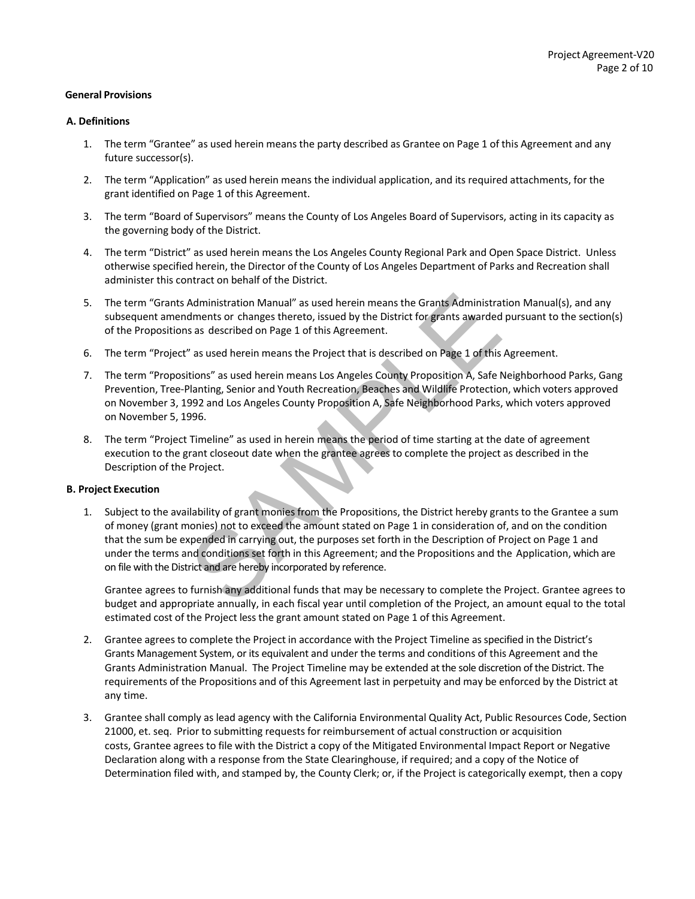**General Provisions**

**A. Definitions**

1. The term "Grantee" as used herein means the party described as Grantee on Page 1 of this Agreement and any future successor(s).

2. The term "Application" as used herein means the individual application, and its required attachments, for the grant identified on Page 1 of this Agreement.

3. The term "Board of Supervisors" means the County of Los Angeles Board of Supervisors, acting in its capacity as the governing body of the District.

4. The term "District" as used herein means the Los Angeles County Regional Park and Open Space District. Unless otherwise specified herein, the Director of the County of Los Angeles Department of Parks and Recreation shall administer this contract on behalf of the District.

5. The term "Grants Administration Manual" as used herein means the Grants Administration Manual(s), and any subsequent amendments or changes thereto, issued by the District for grants awarded pursuant to the section(s) of the Propositions as described on Page 1 of this Agreement.

6. The term "Project" as used herein means the Project that is described on Page 1 of this Agreement.

7. The term "Propositions" as used herein means Los Angeles County Proposition A, Safe Neighborhood Parks, Gang Prevention, Tree-Planting, Senior and Youth Recreation, Beaches and Wildlife Protection, which voters approved on November 3, 1992 and Los Angeles County Proposition A, Safe Neighborhood Parks, which voters approved on November 5, 1996.

8. The term "Project Timeline" as used in herein means the period of time starting at the date of agreement execution to the grant closeout date when the grantee agrees to complete the project as described in the Description of the Project.

**B. Project Execution**

1. Subject to the availability of grant monies from the Propositions, the District hereby grants to the Grantee a sum of money (grant monies) not to exceed the amount stated on Page 1 in consideration of, and on the condition that the sum be expended in carrying out, the purposes set forth in the Description of Project on Page 1 and under the terms and conditions set forth in this Agreement; and the Propositions and the Application, which are on file with the District and are hereby incorporated by reference.

   Grantee agrees to furnish any additional funds that may be necessary to complete the Project. Grantee agrees to budget and appropriate annually, in each fiscal year until completion of the Project, an amount equal to the total estimated cost of the Project less the grant amount stated on Page 1 of this Agreement.

2. Grantee agrees to complete the Project in accordance with the Project Timeline as specified in the District's Grants Management System, or its equivalent and under the terms and conditions of this Agreement and the Grants Administration Manual. The Project Timeline may be extended at the sole discretion of the District. The requirements of the Propositions and of this Agreement last in perpetuity and may be enforced by the District at any time.

3. Grantee shall comply as lead agency with the California Environmental Quality Act, Public Resources Code, Section 21000, et. seq. Prior to submitting requests for reimbursement of actual construction or acquisition costs, Grantee agrees to file with the District a copy of the Mitigated Environmental Impact Report or Negative Declaration along with a response from the State Clearinghouse, if required; and a copy of the Notice of Determination filed with, and stamped by, the County Clerk; or, if the Project is categorically exempt, then a copy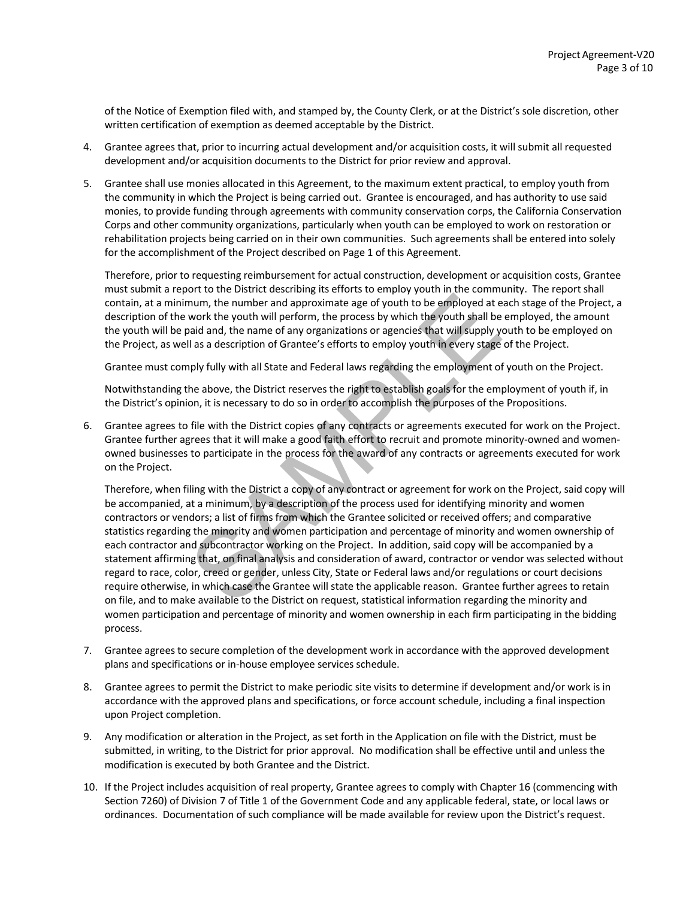of the Notice of Exemption filed with, and stamped by, the County Clerk, or at the District's sole discretion, other written certification of exemption as deemed acceptable by the District.

4. Grantee agrees that, prior to incurring actual development and/or acquisition costs, it will submit all requested development and/or acquisition documents to the District for prior review and approval.

5. Grantee shall use monies allocated in this Agreement, to the maximum extent practical, to employ youth from the community in which the Project is being carried out. Grantee is encouraged, and has authority to use said monies, to provide funding through agreements with community conservation corps, the California Conservation Corps and other community organizations, particularly when youth can be employed to work on restoration or rehabilitation projects being carried on in their own communities. Such agreements shall be entered into solely for the accomplishment of the Project described on Page 1 of this Agreement.

   Therefore, prior to requesting reimbursement for actual construction, development or acquisition costs, Grantee must submit a report to the District describing its efforts to employ youth in the community. The report shall contain, at a minimum, the number and approximate age of youth to be employed at each stage of the Project, a description of the work the youth will perform, the process by which the youth shall be employed, the amount the youth will be paid and, the name of any organizations or agencies that will supply youth to be employed on the Project, as well as a description of Grantee's efforts to employ youth in every stage of the Project.

   Grantee must comply fully with all State and Federal laws regarding the employment of youth on the Project.

   Notwithstanding the above, the District reserves the right to establish goals for the employment of youth if, in the District's opinion, it is necessary to do so in order to accomplish the purposes of the Propositions.

6. Grantee agrees to file with the District copies of any contracts or agreements executed for work on the Project. Grantee further agrees that it will make a good faith effort to recruit and promote minority-owned and women-owned businesses to participate in the process for the award of any contracts or agreements executed for work on the Project.

   Therefore, when filing with the District a copy of any contract or agreement for work on the Project, said copy will be accompanied, at a minimum, by a description of the process used for identifying minority and women contractors or vendors; a list of firms from which the Grantee solicited or received offers; and comparative statistics regarding the minority and women participation and percentage of minority and women ownership of each contractor and subcontractor working on the Project. In addition, said copy will be accompanied by a statement affirming that, on final analysis and consideration of award, contractor or vendor was selected without regard to race, color, creed or gender, unless City, State or Federal laws and/or regulations or court decisions require otherwise, in which case the Grantee will state the applicable reason. Grantee further agrees to retain on file, and to make available to the District on request, statistical information regarding the minority and women participation and percentage of minority and women ownership in each firm participating in the bidding process.

7. Grantee agrees to secure completion of the development work in accordance with the approved development plans and specifications or in-house employee services schedule.

8. Grantee agrees to permit the District to make periodic site visits to determine if development and/or work is in accordance with the approved plans and specifications, or force account schedule, including a final inspection upon Project completion.

9. Any modification or alteration in the Project, as set forth in the Application on file with the District, must be submitted, in writing, to the District for prior approval. No modification shall be effective until and unless the modification is executed by both Grantee and the District.

10. If the Project includes acquisition of real property, Grantee agrees to comply with Chapter 16 (commencing with Section 7260) of Division 7 of Title 1 of the Government Code and any applicable federal, state, or local laws or ordinances. Documentation of such compliance will be made available for review upon the District's request.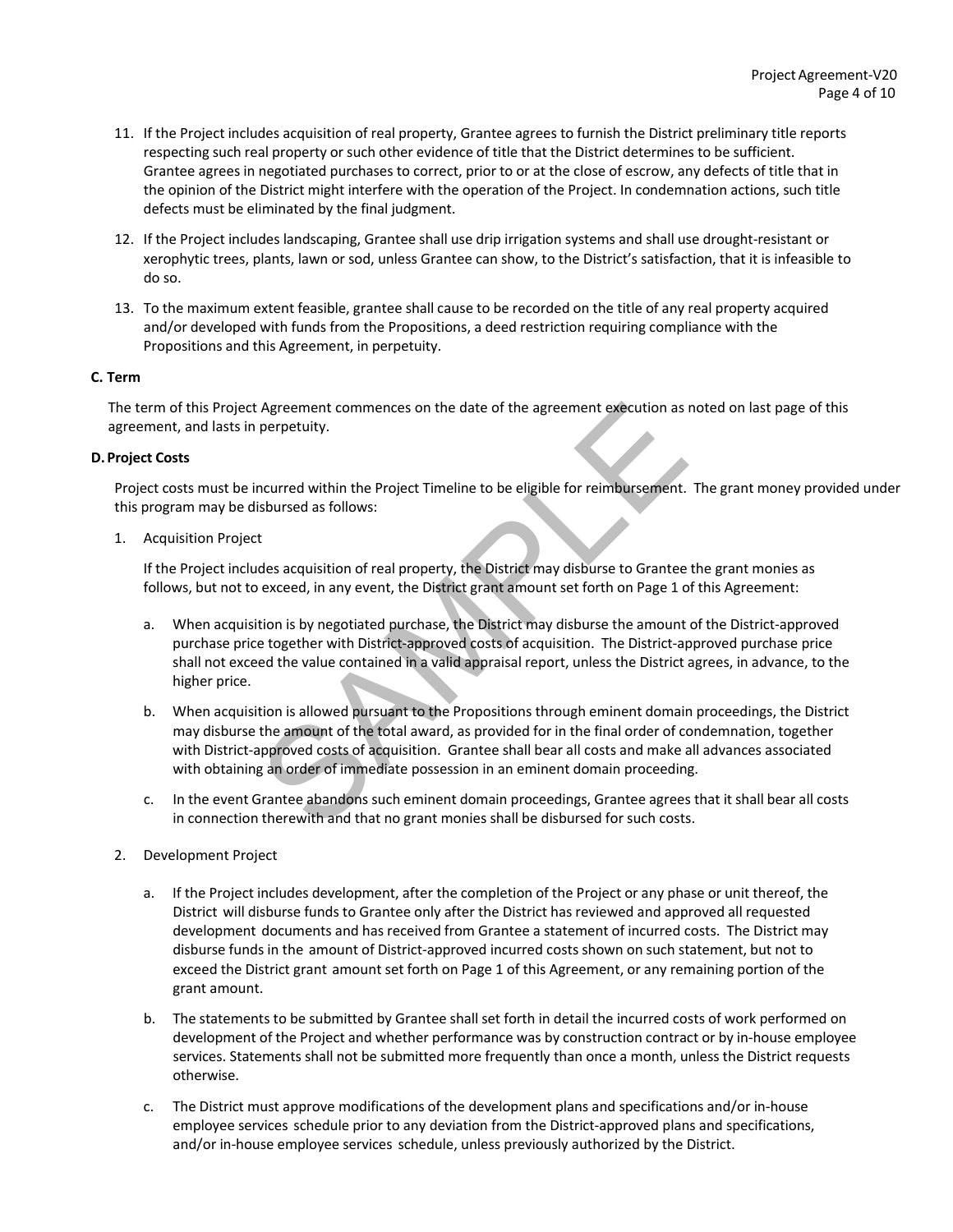11. If the Project includes acquisition of real property, Grantee agrees to furnish the District preliminary title reports respecting such real property or such other evidence of title that the District determines to be sufficient. Grantee agrees in negotiated purchases to correct, prior to or at the close of escrow, any defects of title that in the opinion of the District might interfere with the operation of the Project. In condemnation actions, such title defects must be eliminated by the final judgment.

12. If the Project includes landscaping, Grantee shall use drip irrigation systems and shall use drought-resistant or xerophytic trees, plants, lawn or sod, unless Grantee can show, to the District's satisfaction, that it is infeasible to do so.

13. To the maximum extent feasible, grantee shall cause to be recorded on the title of any real property acquired and/or developed with funds from the Propositions, a deed restriction requiring compliance with the Propositions and this Agreement, in perpetuity.

### C. Term

The term of this Project Agreement commences on the date of the agreement execution as noted on last page of this agreement, and lasts in perpetuity.

### D. Project Costs

Project costs must be incurred within the Project Timeline to be eligible for reimbursement. The grant money provided under this program may be disbursed as follows:

1. Acquisition Project

   If the Project includes acquisition of real property, the District may disburse to Grantee the grant monies as follows, but not to exceed, in any event, the District grant amount set forth on Page 1 of this Agreement:

   a. When acquisition is by negotiated purchase, the District may disburse the amount of the District-approved purchase price together with District-approved costs of acquisition. The District-approved purchase price shall not exceed the value contained in a valid appraisal report, unless the District agrees, in advance, to the higher price.

   b. When acquisition is allowed pursuant to the Propositions through eminent domain proceedings, the District may disburse the amount of the total award, as provided for in the final order of condemnation, together with District-approved costs of acquisition. Grantee shall bear all costs and make all advances associated with obtaining an order of immediate possession in an eminent domain proceeding.

   c. In the event Grantee abandons such eminent domain proceedings, Grantee agrees that it shall bear all costs in connection therewith and that no grant monies shall be disbursed for such costs.

2. Development Project

   a. If the Project includes development, after the completion of the Project or any phase or unit thereof, the District will disburse funds to Grantee only after the District has reviewed and approved all requested development documents and has received from Grantee a statement of incurred costs. The District may disburse funds in the amount of District-approved incurred costs shown on such statement, but not to exceed the District grant amount set forth on Page 1 of this Agreement, or any remaining portion of the grant amount.

   b. The statements to be submitted by Grantee shall set forth in detail the incurred costs of work performed on development of the Project and whether performance was by construction contract or by in-house employee services. Statements shall not be submitted more frequently than once a month, unless the District requests otherwise.

   c. The District must approve modifications of the development plans and specifications and/or in-house employee services schedule prior to any deviation from the District-approved plans and specifications, and/or in-house employee services schedule, unless previously authorized by the District.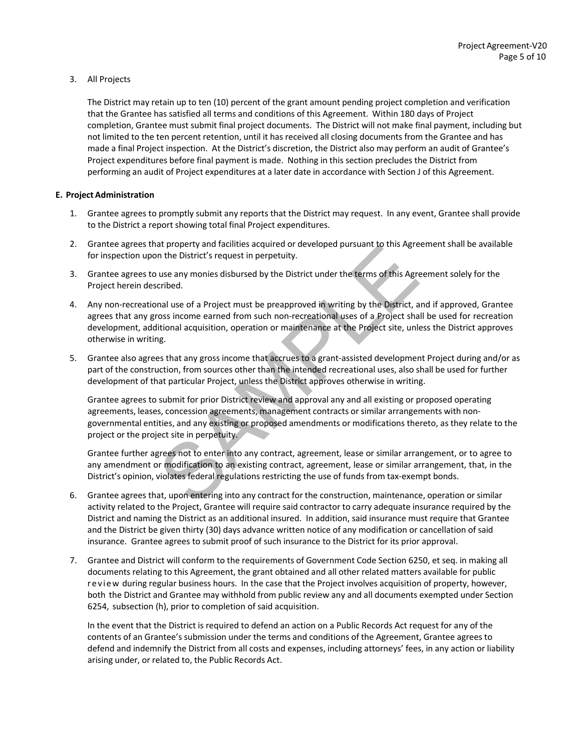3. All Projects

   The District may retain up to ten (10) percent of the grant amount pending project completion and verification that the Grantee has satisfied all terms and conditions of this Agreement. Within 180 days of Project completion, Grantee must submit final project documents. The District will not make final payment, including but not limited to the ten percent retention, until it has received all closing documents from the Grantee and has made a final Project inspection. At the District's discretion, the District also may perform an audit of Grantee's Project expenditures before final payment is made. Nothing in this section precludes the District from performing an audit of Project expenditures at a later date in accordance with Section J of this Agreement.

**E. Project Administration**

1. Grantee agrees to promptly submit any reports that the District may request. In any event, Grantee shall provide to the District a report showing total final Project expenditures.

2. Grantee agrees that property and facilities acquired or developed pursuant to this Agreement shall be available for inspection upon the District's request in perpetuity.

3. Grantee agrees to use any monies disbursed by the District under the terms of this Agreement solely for the Project herein described.

4. Any non-recreational use of a Project must be preapproved in writing by the District, and if approved, Grantee agrees that any gross income earned from such non-recreational uses of a Project shall be used for recreation development, additional acquisition, operation or maintenance at the Project site, unless the District approves otherwise in writing.

5. Grantee also agrees that any gross income that accrues to a grant-assisted development Project during and/or as part of the construction, from sources other than the intended recreational uses, also shall be used for further development of that particular Project, unless the District approves otherwise in writing.

   Grantee agrees to submit for prior District review and approval any and all existing or proposed operating agreements, leases, concession agreements, management contracts or similar arrangements with non-governmental entities, and any existing or proposed amendments or modifications thereto, as they relate to the project or the project site in perpetuity.

   Grantee further agrees not to enter into any contract, agreement, lease or similar arrangement, or to agree to any amendment or modification to an existing contract, agreement, lease or similar arrangement, that, in the District's opinion, violates federal regulations restricting the use of funds from tax-exempt bonds.

6. Grantee agrees that, upon entering into any contract for the construction, maintenance, operation or similar activity related to the Project, Grantee will require said contractor to carry adequate insurance required by the District and naming the District as an additional insured. In addition, said insurance must require that Grantee and the District be given thirty (30) days advance written notice of any modification or cancellation of said insurance. Grantee agrees to submit proof of such insurance to the District for its prior approval.

7. Grantee and District will conform to the requirements of Government Code Section 6250, et seq. in making all documents relating to this Agreement, the grant obtained and all other related matters available for public review during regular business hours. In the case that the Project involves acquisition of property, however, both the District and Grantee may withhold from public review any and all documents exempted under Section 6254, subsection (h), prior to completion of said acquisition.

   In the event that the District is required to defend an action on a Public Records Act request for any of the contents of an Grantee's submission under the terms and conditions of the Agreement, Grantee agrees to defend and indemnify the District from all costs and expenses, including attorneys' fees, in any action or liability arising under, or related to, the Public Records Act.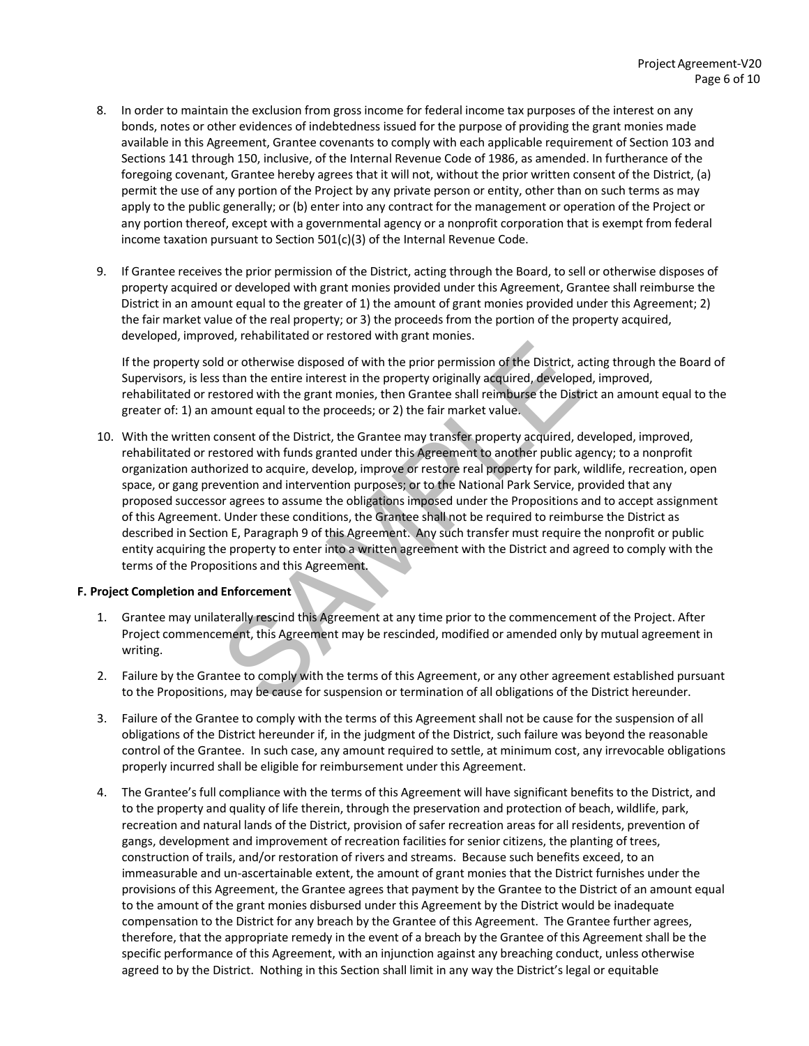8. In order to maintain the exclusion from gross income for federal income tax purposes of the interest on any bonds, notes or other evidences of indebtedness issued for the purpose of providing the grant monies made available in this Agreement, Grantee covenants to comply with each applicable requirement of Section 103 and Sections 141 through 150, inclusive, of the Internal Revenue Code of 1986, as amended. In furtherance of the foregoing covenant, Grantee hereby agrees that it will not, without the prior written consent of the District, (a) permit the use of any portion of the Project by any private person or entity, other than on such terms as may apply to the public generally; or (b) enter into any contract for the management or operation of the Project or any portion thereof, except with a governmental agency or a nonprofit corporation that is exempt from federal income taxation pursuant to Section 501(c)(3) of the Internal Revenue Code.

9. If Grantee receives the prior permission of the District, acting through the Board, to sell or otherwise disposes of property acquired or developed with grant monies provided under this Agreement, Grantee shall reimburse the District in an amount equal to the greater of 1) the amount of grant monies provided under this Agreement; 2) the fair market value of the real property; or 3) the proceeds from the portion of the property acquired, developed, improved, rehabilitated or restored with grant monies.

   If the property sold or otherwise disposed of with the prior permission of the District, acting through the Board of Supervisors, is less than the entire interest in the property originally acquired, developed, improved, rehabilitated or restored with the grant monies, then Grantee shall reimburse the District an amount equal to the greater of: 1) an amount equal to the proceeds; or 2) the fair market value.

10. With the written consent of the District, the Grantee may transfer property acquired, developed, improved, rehabilitated or restored with funds granted under this Agreement to another public agency; to a nonprofit organization authorized to acquire, develop, improve or restore real property for park, wildlife, recreation, open space, or gang prevention and intervention purposes; or to the National Park Service, provided that any proposed successor agrees to assume the obligations imposed under the Propositions and to accept assignment of this Agreement. Under these conditions, the Grantee shall not be required to reimburse the District as described in Section E, Paragraph 9 of this Agreement. Any such transfer must require the nonprofit or public entity acquiring the property to enter into a written agreement with the District and agreed to comply with the terms of the Propositions and this Agreement.

**F. Project Completion and Enforcement**

1. Grantee may unilaterally rescind this Agreement at any time prior to the commencement of the Project. After Project commencement, this Agreement may be rescinded, modified or amended only by mutual agreement in writing.

2. Failure by the Grantee to comply with the terms of this Agreement, or any other agreement established pursuant to the Propositions, may be cause for suspension or termination of all obligations of the District hereunder.

3. Failure of the Grantee to comply with the terms of this Agreement shall not be cause for the suspension of all obligations of the District hereunder if, in the judgment of the District, such failure was beyond the reasonable control of the Grantee. In such case, any amount required to settle, at minimum cost, any irrevocable obligations properly incurred shall be eligible for reimbursement under this Agreement.

4. The Grantee's full compliance with the terms of this Agreement will have significant benefits to the District, and to the property and quality of life therein, through the preservation and protection of beach, wildlife, park, recreation and natural lands of the District, provision of safer recreation areas for all residents, prevention of gangs, development and improvement of recreation facilities for senior citizens, the planting of trees, construction of trails, and/or restoration of rivers and streams. Because such benefits exceed, to an immeasurable and un-ascertainable extent, the amount of grant monies that the District furnishes under the provisions of this Agreement, the Grantee agrees that payment by the Grantee to the District of an amount equal to the amount of the grant monies disbursed under this Agreement by the District would be inadequate compensation to the District for any breach by the Grantee of this Agreement. The Grantee further agrees, therefore, that the appropriate remedy in the event of a breach by the Grantee of this Agreement shall be the specific performance of this Agreement, with an injunction against any breaching conduct, unless otherwise agreed to by the District. Nothing in this Section shall limit in any way the District's legal or equitable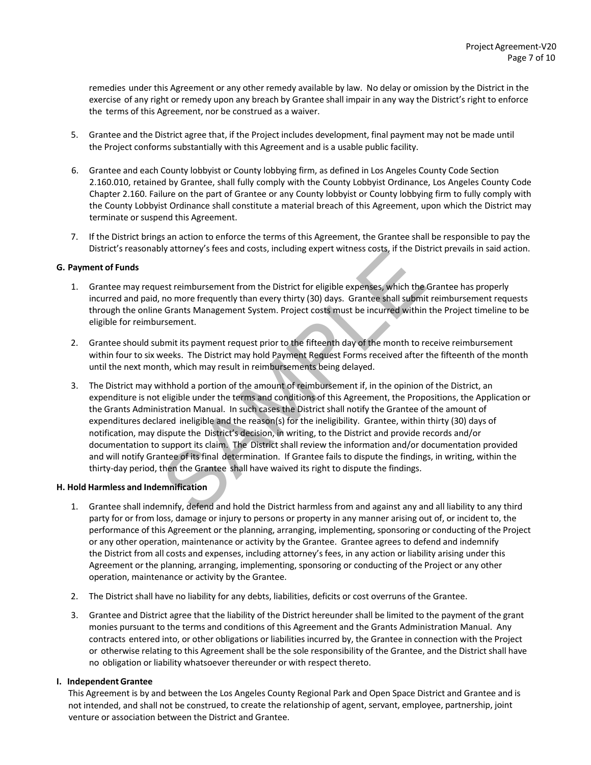remedies under this Agreement or any other remedy available by law. No delay or omission by the District in the exercise of any right or remedy upon any breach by Grantee shall impair in any way the District's right to enforce the terms of this Agreement, nor be construed as a waiver.

5. Grantee and the District agree that, if the Project includes development, final payment may not be made until the Project conforms substantially with this Agreement and is a usable public facility.

6. Grantee and each County lobbyist or County lobbying firm, as defined in Los Angeles County Code Section 2.160.010, retained by Grantee, shall fully comply with the County Lobbyist Ordinance, Los Angeles County Code Chapter 2.160. Failure on the part of Grantee or any County lobbyist or County lobbying firm to fully comply with the County Lobbyist Ordinance shall constitute a material breach of this Agreement, upon which the District may terminate or suspend this Agreement.

7. If the District brings an action to enforce the terms of this Agreement, the Grantee shall be responsible to pay the District's reasonably attorney's fees and costs, including expert witness costs, if the District prevails in said action.

### G. Payment of Funds

1. Grantee may request reimbursement from the District for eligible expenses, which the Grantee has properly incurred and paid, no more frequently than every thirty (30) days. Grantee shall submit reimbursement requests through the online Grants Management System. Project costs must be incurred within the Project timeline to be eligible for reimbursement.

2. Grantee should submit its payment request prior to the fifteenth day of the month to receive reimbursement within four to six weeks. The District may hold Payment Request Forms received after the fifteenth of the month until the next month, which may result in reimbursements being delayed.

3. The District may withhold a portion of the amount of reimbursement if, in the opinion of the District, an expenditure is not eligible under the terms and conditions of this Agreement, the Propositions, the Application or the Grants Administration Manual. In such cases the District shall notify the Grantee of the amount of expenditures declared ineligible and the reason(s) for the ineligibility. Grantee, within thirty (30) days of notification, may dispute the District's decision, in writing, to the District and provide records and/or documentation to support its claim. The District shall review the information and/or documentation provided and will notify Grantee of its final determination. If Grantee fails to dispute the findings, in writing, within the thirty-day period, then the Grantee shall have waived its right to dispute the findings.

### H. Hold Harmless and Indemnification

1. Grantee shall indemnify, defend and hold the District harmless from and against any and all liability to any third party for or from loss, damage or injury to persons or property in any manner arising out of, or incident to, the performance of this Agreement or the planning, arranging, implementing, sponsoring or conducting of the Project or any other operation, maintenance or activity by the Grantee. Grantee agrees to defend and indemnify the District from all costs and expenses, including attorney's fees, in any action or liability arising under this Agreement or the planning, arranging, implementing, sponsoring or conducting of the Project or any other operation, maintenance or activity by the Grantee.

2. The District shall have no liability for any debts, liabilities, deficits or cost overruns of the Grantee.

3. Grantee and District agree that the liability of the District hereunder shall be limited to the payment of the grant monies pursuant to the terms and conditions of this Agreement and the Grants Administration Manual. Any contracts entered into, or other obligations or liabilities incurred by, the Grantee in connection with the Project or otherwise relating to this Agreement shall be the sole responsibility of the Grantee, and the District shall have no obligation or liability whatsoever thereunder or with respect thereto.

### I. Independent Grantee

This Agreement is by and between the Los Angeles County Regional Park and Open Space District and Grantee and is not intended, and shall not be construed, to create the relationship of agent, servant, employee, partnership, joint venture or association between the District and Grantee.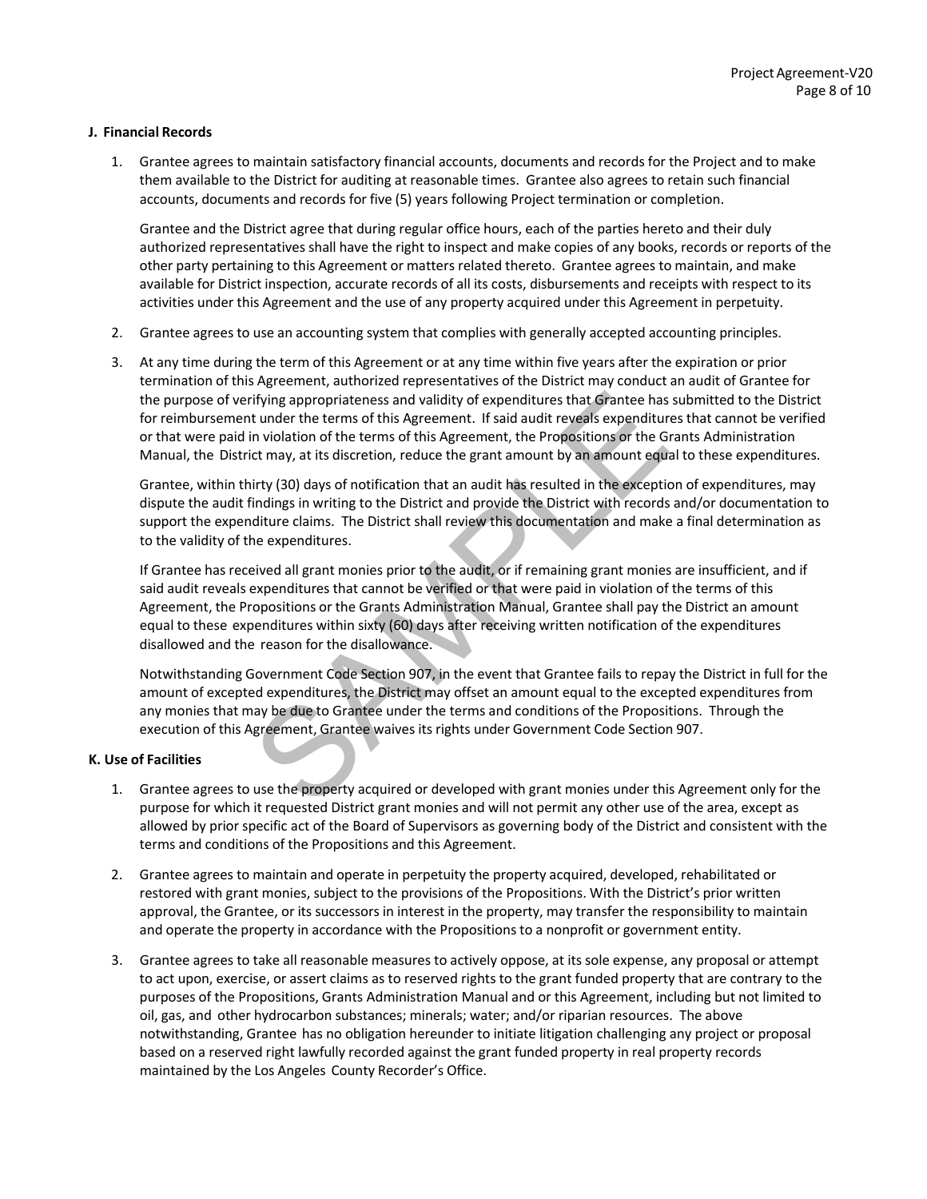**J. Financial Records**

1. Grantee agrees to maintain satisfactory financial accounts, documents and records for the Project and to make them available to the District for auditing at reasonable times. Grantee also agrees to retain such financial accounts, documents and records for five (5) years following Project termination or completion.

   Grantee and the District agree that during regular office hours, each of the parties hereto and their duly authorized representatives shall have the right to inspect and make copies of any books, records or reports of the other party pertaining to this Agreement or matters related thereto. Grantee agrees to maintain, and make available for District inspection, accurate records of all its costs, disbursements and receipts with respect to its activities under this Agreement and the use of any property acquired under this Agreement in perpetuity.

2. Grantee agrees to use an accounting system that complies with generally accepted accounting principles.

3. At any time during the term of this Agreement or at any time within five years after the expiration or prior termination of this Agreement, authorized representatives of the District may conduct an audit of Grantee for the purpose of verifying appropriateness and validity of expenditures that Grantee has submitted to the District for reimbursement under the terms of this Agreement. If said audit reveals expenditures that cannot be verified or that were paid in violation of the terms of this Agreement, the Propositions or the Grants Administration Manual, the District may, at its discretion, reduce the grant amount by an amount equal to these expenditures.

   Grantee, within thirty (30) days of notification that an audit has resulted in the exception of expenditures, may dispute the audit findings in writing to the District and provide the District with records and/or documentation to support the expenditure claims. The District shall review this documentation and make a final determination as to the validity of the expenditures.

   If Grantee has received all grant monies prior to the audit, or if remaining grant monies are insufficient, and if said audit reveals expenditures that cannot be verified or that were paid in violation of the terms of this Agreement, the Propositions or the Grants Administration Manual, Grantee shall pay the District an amount equal to these expenditures within sixty (60) days after receiving written notification of the expenditures disallowed and the reason for the disallowance.

   Notwithstanding Government Code Section 907, in the event that Grantee fails to repay the District in full for the amount of excepted expenditures, the District may offset an amount equal to the excepted expenditures from any monies that may be due to Grantee under the terms and conditions of the Propositions. Through the execution of this Agreement, Grantee waives its rights under Government Code Section 907.

**K. Use of Facilities**

1. Grantee agrees to use the property acquired or developed with grant monies under this Agreement only for the purpose for which it requested District grant monies and will not permit any other use of the area, except as allowed by prior specific act of the Board of Supervisors as governing body of the District and consistent with the terms and conditions of the Propositions and this Agreement.

2. Grantee agrees to maintain and operate in perpetuity the property acquired, developed, rehabilitated or restored with grant monies, subject to the provisions of the Propositions. With the District's prior written approval, the Grantee, or its successors in interest in the property, may transfer the responsibility to maintain and operate the property in accordance with the Propositions to a nonprofit or government entity.

3. Grantee agrees to take all reasonable measures to actively oppose, at its sole expense, any proposal or attempt to act upon, exercise, or assert claims as to reserved rights to the grant funded property that are contrary to the purposes of the Propositions, Grants Administration Manual and or this Agreement, including but not limited to oil, gas, and other hydrocarbon substances; minerals; water; and/or riparian resources. The above notwithstanding, Grantee has no obligation hereunder to initiate litigation challenging any project or proposal based on a reserved right lawfully recorded against the grant funded property in real property records maintained by the Los Angeles County Recorder's Office.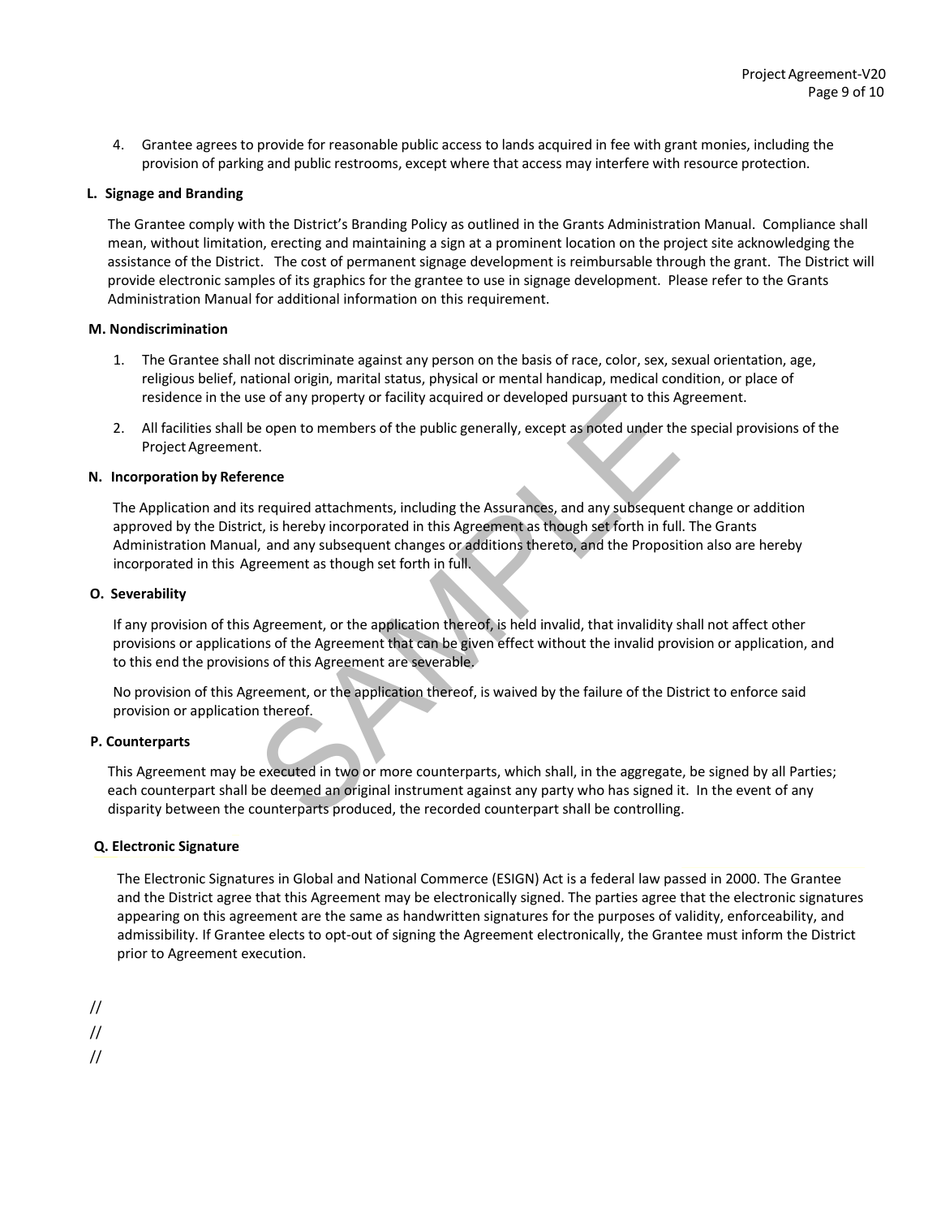4. Grantee agrees to provide for reasonable public access to lands acquired in fee with grant monies, including the provision of parking and public restrooms, except where that access may interfere with resource protection.

**L. Signage and Branding**

The Grantee comply with the District's Branding Policy as outlined in the Grants Administration Manual. Compliance shall mean, without limitation, erecting and maintaining a sign at a prominent location on the project site acknowledging the assistance of the District. The cost of permanent signage development is reimbursable through the grant. The District will provide electronic samples of its graphics for the grantee to use in signage development. Please refer to the Grants Administration Manual for additional information on this requirement.

**M. Nondiscrimination**

1. The Grantee shall not discriminate against any person on the basis of race, color, sex, sexual orientation, age, religious belief, national origin, marital status, physical or mental handicap, medical condition, or place of residence in the use of any property or facility acquired or developed pursuant to this Agreement.
2. All facilities shall be open to members of the public generally, except as noted under the special provisions of the Project Agreement.

**N. Incorporation by Reference**

The Application and its required attachments, including the Assurances, and any subsequent change or addition approved by the District, is hereby incorporated in this Agreement as though set forth in full. The Grants Administration Manual, and any subsequent changes or additions thereto, and the Proposition also are hereby incorporated in this Agreement as though set forth in full.

**O. Severability**

If any provision of this Agreement, or the application thereof, is held invalid, that invalidity shall not affect other provisions or applications of the Agreement that can be given effect without the invalid provision or application, and to this end the provisions of this Agreement are severable.

No provision of this Agreement, or the application thereof, is waived by the failure of the District to enforce said provision or application thereof.

**P. Counterparts**

This Agreement may be executed in two or more counterparts, which shall, in the aggregate, be signed by all Parties; each counterpart shall be deemed an original instrument against any party who has signed it. In the event of any disparity between the counterparts produced, the recorded counterpart shall be controlling.

**Q. Electronic Signature**

The Electronic Signatures in Global and National Commerce (ESIGN) Act is a federal law passed in 2000. The Grantee and the District agree that this Agreement may be electronically signed. The parties agree that the electronic signatures appearing on this agreement are the same as handwritten signatures for the purposes of validity, enforceability, and admissibility. If Grantee elects to opt-out of signing the Agreement electronically, the Grantee must inform the District prior to Agreement execution.

//

//

//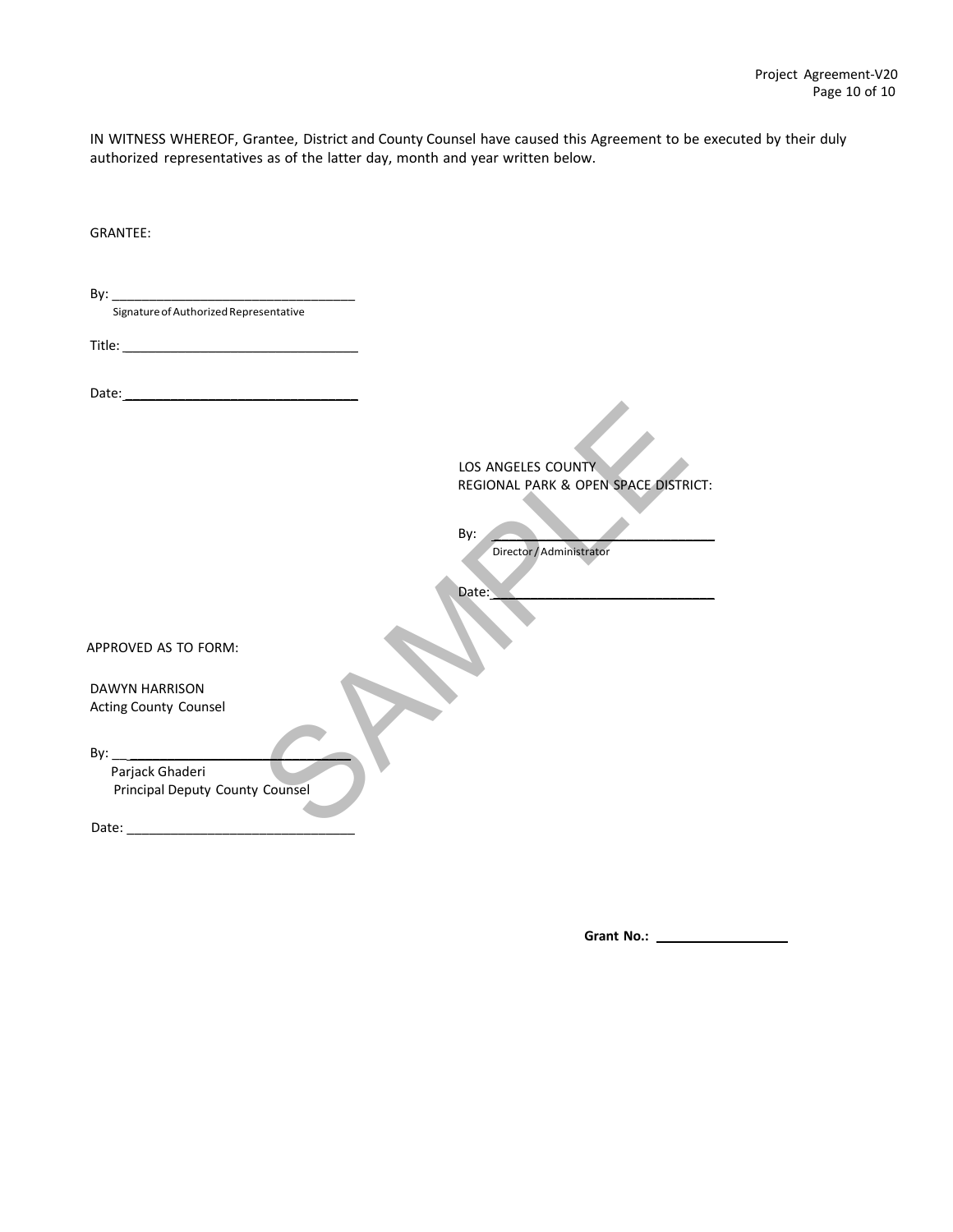IN WITNESS WHEREOF, Grantee, District and County Counsel have caused this Agreement to be executed by their duly authorized representatives as of the latter day, month and year written below.

GRANTEE:

By: ___________________________________
Signature of Authorized Representative

Title: ________________________________

Date: ________________________________

LOS ANGELES COUNTY
REGIONAL PARK & OPEN SPACE DISTRICT:

By: ________________________________
Director / Administrator

Date: ______________________________

APPROVED AS TO FORM:

DAWYN HARRISON
Acting County Counsel

By: ________________________________
Parjack Ghaderi
Principal Deputy County Counsel

Date: ______________________________

SAMPLE

**Grant No.:** ________________